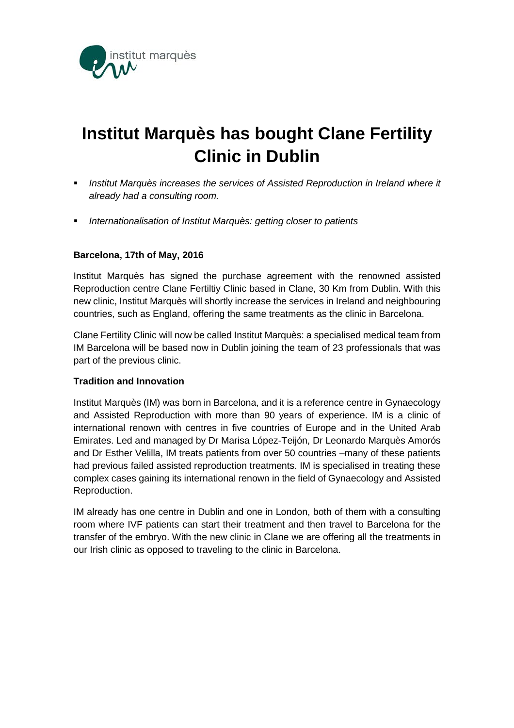# Institut Marquès has bought Clane Fertility Clinic in Dublin

- *Institut Marquès increases the services of Assisted Reproduction in Ireland where it already had a consulting room.*
- *Internationalisation of Institut Marquès: getting closer to patients*

**Barcelona, 17th of May, 2016**

Institut Marquès has signed the purchase agreement with the renowned assisted Reproduction centre Clane Fertiltiy Clinic based in Clane, 30 Km from Dublin. With this new clinic, Institut Marquès will shortly increase the services in Ireland and neighbouring countries, such as England, offering the same treatments as the clinic in Barcelona.

Clane Fertility Clinic will now be called Institut Marquès: a specialised medical team from IM Barcelona will be based now in Dublin joining the team of 23 professionals that was part of the previous clinic.

**Tradition and Innovation**

Institut Marquès (IM) was born in Barcelona, and it is a reference centre in Gynaecology and Assisted Reproduction with more than 90 years of experience. IM is a clinic of international renown with centres in five countries of Europe and in the United Arab Emirates. Led and managed by Dr Marisa López-Teijón, Dr Leonardo Marquès Amorós and Dr Esther Velilla, IM treats patients from over 50 countries –many of these patients had previous failed assisted reproduction treatments. IM is specialised in treating these complex cases gaining its international renown in the field of Gynaecology and Assisted Reproduction.

IM already has one centre in Dublin and one in London, both of them with a consulting room where IVF patients can start their treatment and then travel to Barcelona for the transfer of the embryo. With the new clinic in Clane we are offering all the treatments in our Irish clinic as opposed to traveling to the clinic in Barcelona.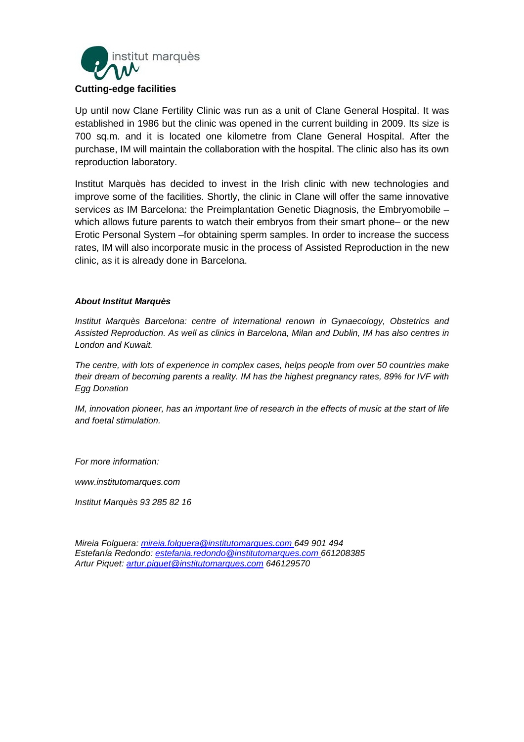**Cutting-edge facilities**

Up until now Clane Fertility Clinic was run as a unit of Clane General Hospital. It was established in 1986 but the clinic was opened in the current building in 2009. Its size is 700 sq.m. and it is located one kilometre from Clane General Hospital. After the purchase, IM will maintain the collaboration with the hospital. The clinic also has its own reproduction laboratory.

Institut Marquès has decided to invest in the Irish clinic with new technologies and improve some of the facilities. Shortly, the clinic in Clane will offer the same innovative services as IM Barcelona: the Preimplantation Genetic Diagnosis, the Embryomobile – which allows future parents to watch their embryos from their smart phone– or the new Erotic Personal System –for obtaining sperm samples. In order to increase the success rates, IM will also incorporate music in the process of Assisted Reproduction in the new clinic, as it is already done in Barcelona.

***About Institut Marquès***

*Institut Marquès Barcelona: centre of international renown in Gynaecology, Obstetrics and Assisted Reproduction. As well as clinics in Barcelona, Milan and Dublin, IM has also centres in London and Kuwait.*

*The centre, with lots of experience in complex cases, helps people from over 50 countries make their dream of becoming parents a reality. IM has the highest pregnancy rates, 89% for IVF with Egg Donation*

*IM, innovation pioneer, has an important line of research in the effects of music at the start of life and foetal stimulation.*

*For more information:*

*www.institutomarques.com*

*Institut Marquès 93 285 82 16*

*Mireia Folguera: mireia.folguera@institutomarques.com 649 901 494*
*Estefanía Redondo: estefania.redondo@institutomarques.com 661208385*
*Artur Piquet: artur.piquet@institutomarques.com 646129570*